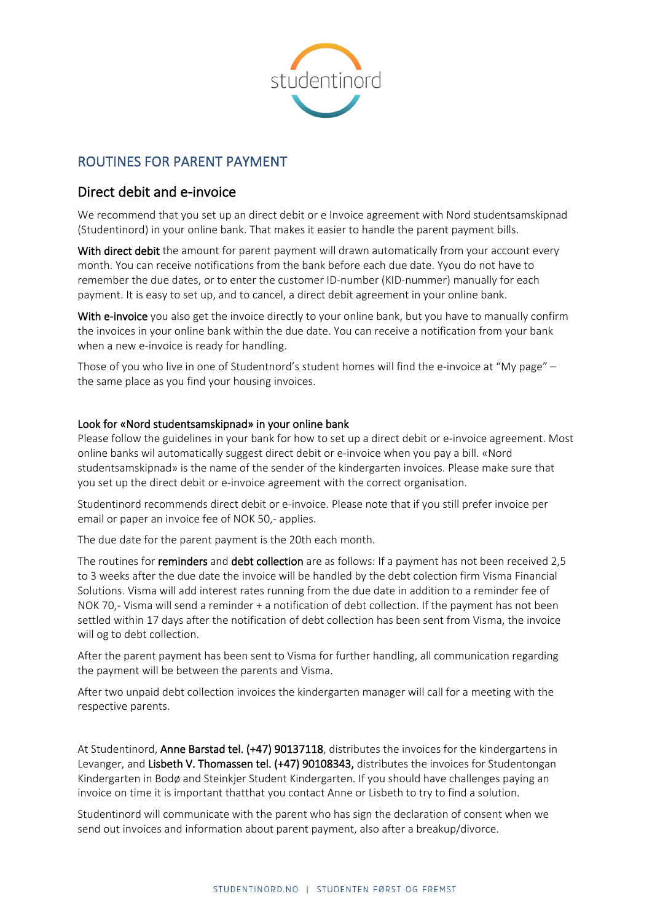studentinord

# ROUTINES FOR PARENT PAYMENT

## Direct debit and e-invoice

We recommend that you set up an direct debit or e Invoice agreement with Nord studentsamskipnad (Studentinord) in your online bank. That makes it easier to handle the parent payment bills.

**With direct debit** the amount for parent payment will drawn automatically from your account every month. You can receive notifications from the bank before each due date. Yyou do not have to remember the due dates, or to enter the customer ID-number (KID-nummer) manually for each payment. It is easy to set up, and to cancel, a direct debit agreement in your online bank.

**With e-invoice** you also get the invoice directly to your online bank, but you have to manually confirm the invoices in your online bank within the due date. You can receive a notification from your bank when a new e-invoice is ready for handling.

Those of you who live in one of Studentnord's student homes will find the e-invoice at "My page" – the same place as you find your housing invoices.

### Look for «Nord studentsamskipnad» in your online bank

Please follow the guidelines in your bank for how to set up a direct debit or e-invoice agreement. Most online banks wil automatically suggest direct debit or e-invoice when you pay a bill. «Nord studentsamskipnad» is the name of the sender of the kindergarten invoices. Please make sure that you set up the direct debit or e-invoice agreement with the correct organisation.

Studentinord recommends direct debit or e-invoice. Please note that if you still prefer invoice per email or paper an invoice fee of NOK 50,- applies.

The due date for the parent payment is the 20th each month.

The routines for **reminders** and **debt collection** are as follows: If a payment has not been received 2,5 to 3 weeks after the due date the invoice will be handled by the debt colection firm Visma Financial Solutions. Visma will add interest rates running from the due date in addition to a reminder fee of NOK 70,- Visma will send a reminder + a notification of debt collection. If the payment has not been settled within 17 days after the notification of debt collection has been sent from Visma, the invoice will og to debt collection.

After the parent payment has been sent to Visma for further handling, all communication regarding the payment will be between the parents and Visma.

After two unpaid debt collection invoices the kindergarten manager will call for a meeting with the respective parents.

At Studentinord, **Anne Barstad tel. (+47) 90137118**, distributes the invoices for the kindergartens in Levanger, and **Lisbeth V. Thomassen tel. (+47) 90108343,** distributes the invoices for Studentongan Kindergarten in Bodø and Steinkjer Student Kindergarten. If you should have challenges paying an invoice on time it is important thatthat you contact Anne or Lisbeth to try to find a solution.

Studentinord will communicate with the parent who has sign the declaration of consent when we send out invoices and information about parent payment, also after a breakup/divorce.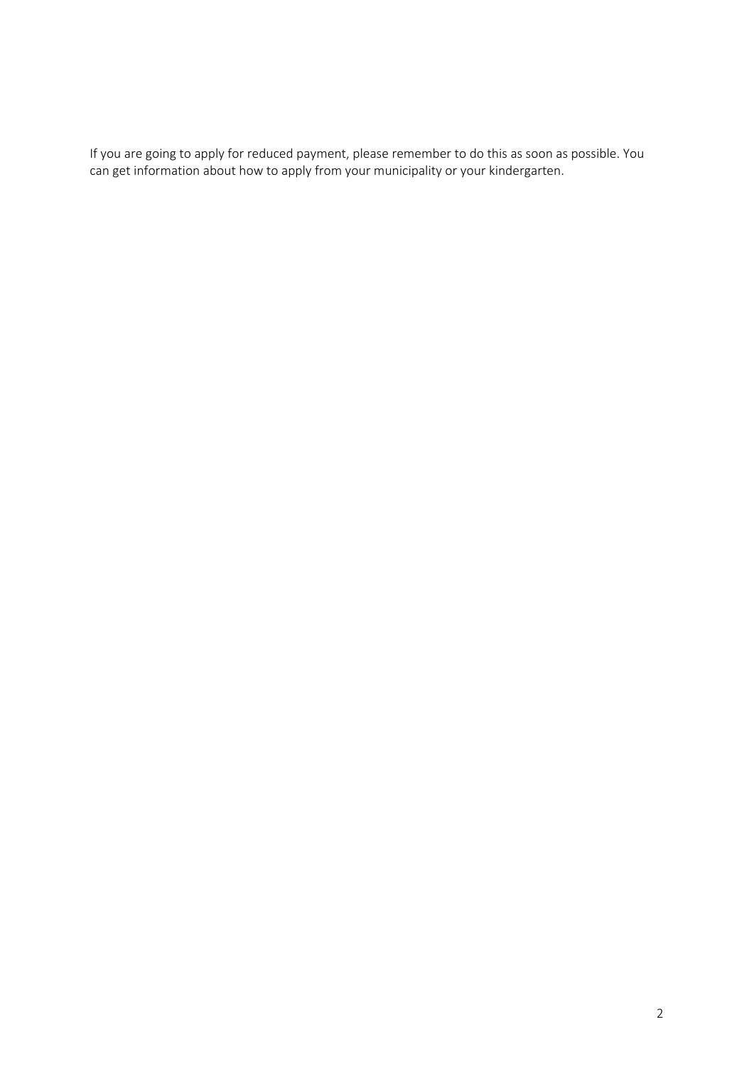If you are going to apply for reduced payment, please remember to do this as soon as possible. You can get information about how to apply from your municipality or your kindergarten.